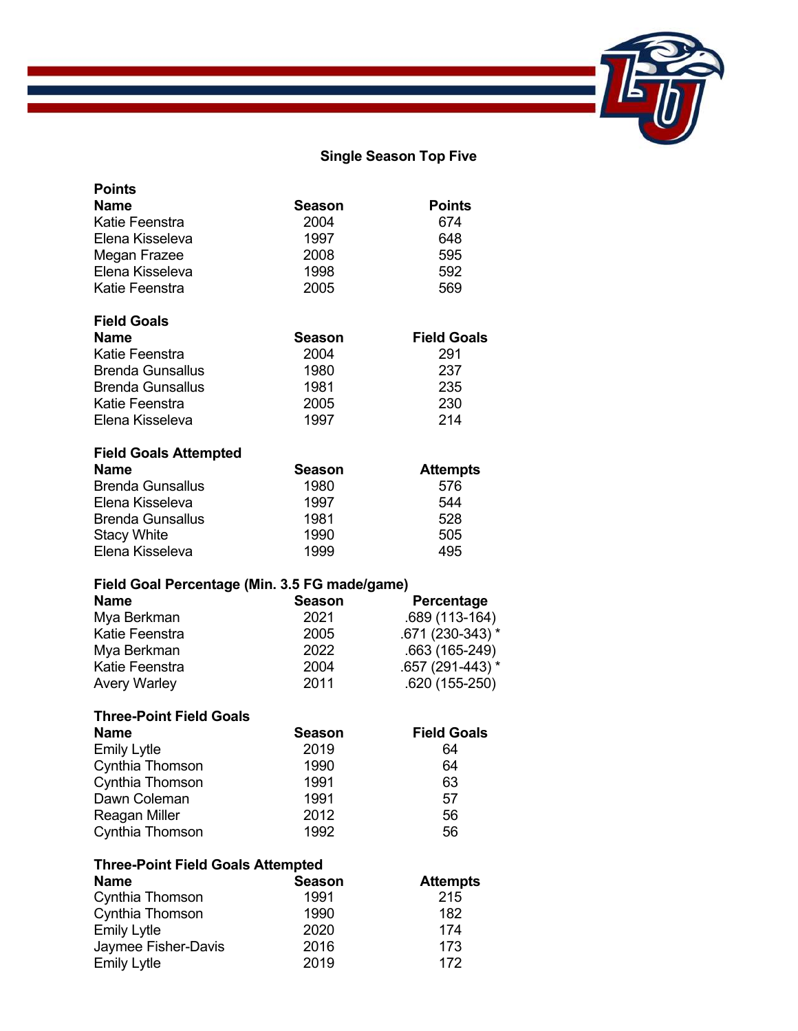## Single Season Top Five

### Points

| Name | Season | Points |
|---|---|---|
| Katie Feenstra | 2004 | 674 |
| Elena Kisseleva | 1997 | 648 |
| Megan Frazee | 2008 | 595 |
| Elena Kisseleva | 1998 | 592 |
| Katie Feenstra | 2005 | 569 |

### Field Goals

| Name | Season | Field Goals |
|---|---|---|
| Katie Feenstra | 2004 | 291 |
| Brenda Gunsallus | 1980 | 237 |
| Brenda Gunsallus | 1981 | 235 |
| Katie Feenstra | 2005 | 230 |
| Elena Kisseleva | 1997 | 214 |

### Field Goals Attempted

| Name | Season | Attempts |
|---|---|---|
| Brenda Gunsallus | 1980 | 576 |
| Elena Kisseleva | 1997 | 544 |
| Brenda Gunsallus | 1981 | 528 |
| Stacy White | 1990 | 505 |
| Elena Kisseleva | 1999 | 495 |

### Field Goal Percentage (Min. 3.5 FG made/game)

| Name | Season | Percentage |
|---|---|---|
| Mya Berkman | 2021 | .689 (113-164) |
| Katie Feenstra | 2005 | .671 (230-343) * |
| Mya Berkman | 2022 | .663 (165-249) |
| Katie Feenstra | 2004 | .657 (291-443) * |
| Avery Warley | 2011 | .620 (155-250) |

### Three-Point Field Goals

| Name | Season | Field Goals |
|---|---|---|
| Emily Lytle | 2019 | 64 |
| Cynthia Thomson | 1990 | 64 |
| Cynthia Thomson | 1991 | 63 |
| Dawn Coleman | 1991 | 57 |
| Reagan Miller | 2012 | 56 |
| Cynthia Thomson | 1992 | 56 |

### Three-Point Field Goals Attempted

| Name | Season | Attempts |
|---|---|---|
| Cynthia Thomson | 1991 | 215 |
| Cynthia Thomson | 1990 | 182 |
| Emily Lytle | 2020 | 174 |
| Jaymee Fisher-Davis | 2016 | 173 |
| Emily Lytle | 2019 | 172 |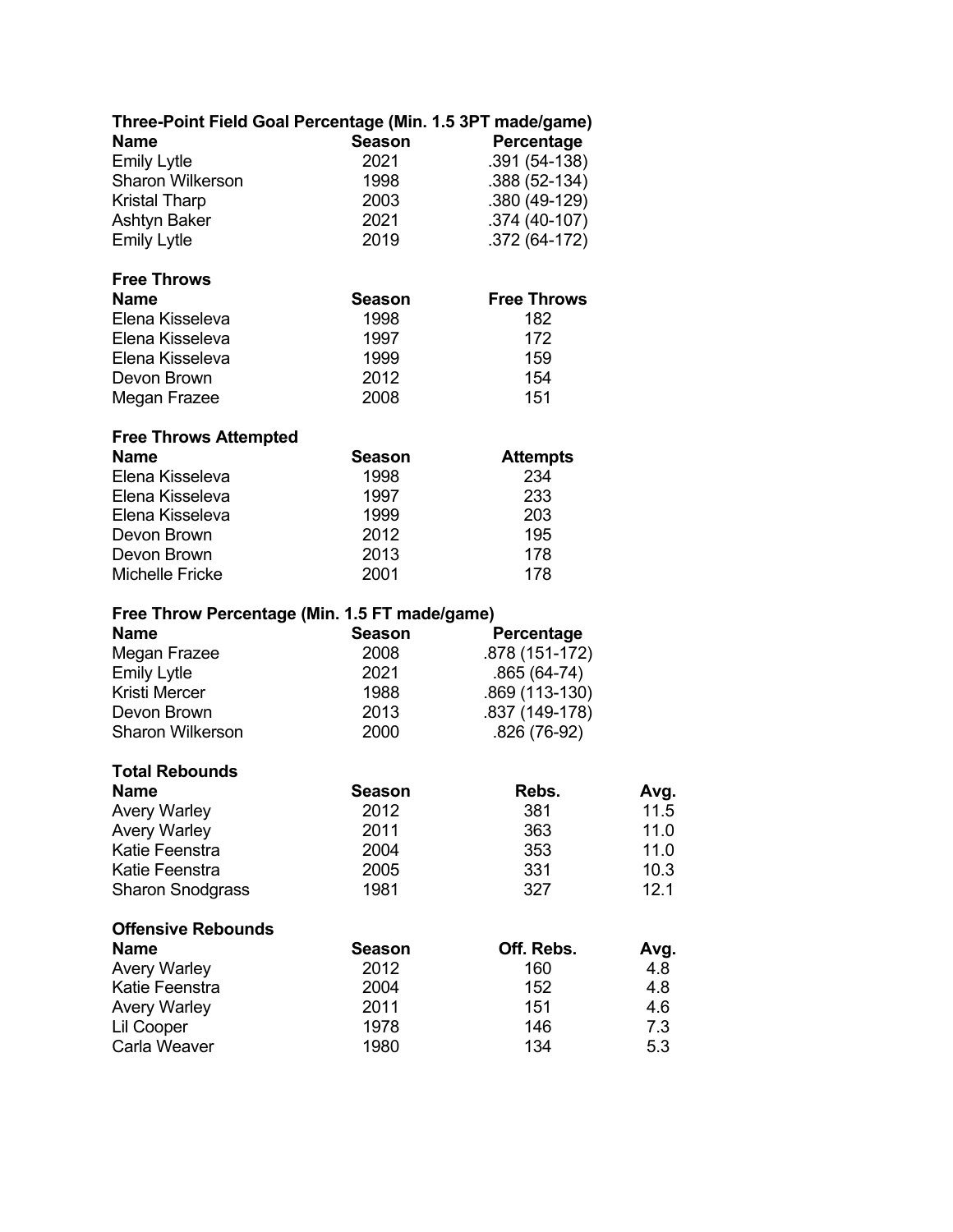**Three-Point Field Goal Percentage (Min. 1.5 3PT made/game)**

| Name | Season | Percentage |
| --- | --- | --- |
| Emily Lytle | 2021 | .391 (54-138) |
| Sharon Wilkerson | 1998 | .388 (52-134) |
| Kristal Tharp | 2003 | .380 (49-129) |
| Ashtyn Baker | 2021 | .374 (40-107) |
| Emily Lytle | 2019 | .372 (64-172) |

**Free Throws**

| Name | Season | Free Throws |
| --- | --- | --- |
| Elena Kisseleva | 1998 | 182 |
| Elena Kisseleva | 1997 | 172 |
| Elena Kisseleva | 1999 | 159 |
| Devon Brown | 2012 | 154 |
| Megan Frazee | 2008 | 151 |

**Free Throws Attempted**

| Name | Season | Attempts |
| --- | --- | --- |
| Elena Kisseleva | 1998 | 234 |
| Elena Kisseleva | 1997 | 233 |
| Elena Kisseleva | 1999 | 203 |
| Devon Brown | 2012 | 195 |
| Devon Brown | 2013 | 178 |
| Michelle Fricke | 2001 | 178 |

**Free Throw Percentage (Min. 1.5 FT made/game)**

| Name | Season | Percentage |
| --- | --- | --- |
| Megan Frazee | 2008 | .878 (151-172) |
| Emily Lytle | 2021 | .865 (64-74) |
| Kristi Mercer | 1988 | .869 (113-130) |
| Devon Brown | 2013 | .837 (149-178) |
| Sharon Wilkerson | 2000 | .826 (76-92) |

**Total Rebounds**

| Name | Season | Rebs. | Avg. |
| --- | --- | --- | --- |
| Avery Warley | 2012 | 381 | 11.5 |
| Avery Warley | 2011 | 363 | 11.0 |
| Katie Feenstra | 2004 | 353 | 11.0 |
| Katie Feenstra | 2005 | 331 | 10.3 |
| Sharon Snodgrass | 1981 | 327 | 12.1 |

**Offensive Rebounds**

| Name | Season | Off. Rebs. | Avg. |
| --- | --- | --- | --- |
| Avery Warley | 2012 | 160 | 4.8 |
| Katie Feenstra | 2004 | 152 | 4.8 |
| Avery Warley | 2011 | 151 | 4.6 |
| Lil Cooper | 1978 | 146 | 7.3 |
| Carla Weaver | 1980 | 134 | 5.3 |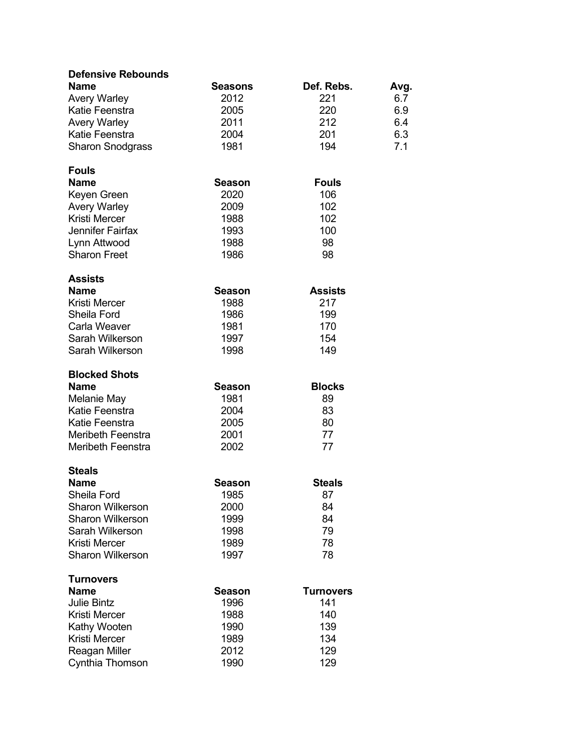### Defensive Rebounds

| Name | Seasons | Def. Rebs. | Avg. |
|---|---|---|---|
| Avery Warley | 2012 | 221 | 6.7 |
| Katie Feenstra | 2005 | 220 | 6.9 |
| Avery Warley | 2011 | 212 | 6.4 |
| Katie Feenstra | 2004 | 201 | 6.3 |
| Sharon Snodgrass | 1981 | 194 | 7.1 |

### Fouls

| Name | Season | Fouls |
|---|---|---|
| Keyen Green | 2020 | 106 |
| Avery Warley | 2009 | 102 |
| Kristi Mercer | 1988 | 102 |
| Jennifer Fairfax | 1993 | 100 |
| Lynn Attwood | 1988 | 98 |
| Sharon Freet | 1986 | 98 |

### Assists

| Name | Season | Assists |
|---|---|---|
| Kristi Mercer | 1988 | 217 |
| Sheila Ford | 1986 | 199 |
| Carla Weaver | 1981 | 170 |
| Sarah Wilkerson | 1997 | 154 |
| Sarah Wilkerson | 1998 | 149 |

### Blocked Shots

| Name | Season | Blocks |
|---|---|---|
| Melanie May | 1981 | 89 |
| Katie Feenstra | 2004 | 83 |
| Katie Feenstra | 2005 | 80 |
| Meribeth Feenstra | 2001 | 77 |
| Meribeth Feenstra | 2002 | 77 |

### Steals

| Name | Season | Steals |
|---|---|---|
| Sheila Ford | 1985 | 87 |
| Sharon Wilkerson | 2000 | 84 |
| Sharon Wilkerson | 1999 | 84 |
| Sarah Wilkerson | 1998 | 79 |
| Kristi Mercer | 1989 | 78 |
| Sharon Wilkerson | 1997 | 78 |

### Turnovers

| Name | Season | Turnovers |
|---|---|---|
| Julie Bintz | 1996 | 141 |
| Kristi Mercer | 1988 | 140 |
| Kathy Wooten | 1990 | 139 |
| Kristi Mercer | 1989 | 134 |
| Reagan Miller | 2012 | 129 |
| Cynthia Thomson | 1990 | 129 |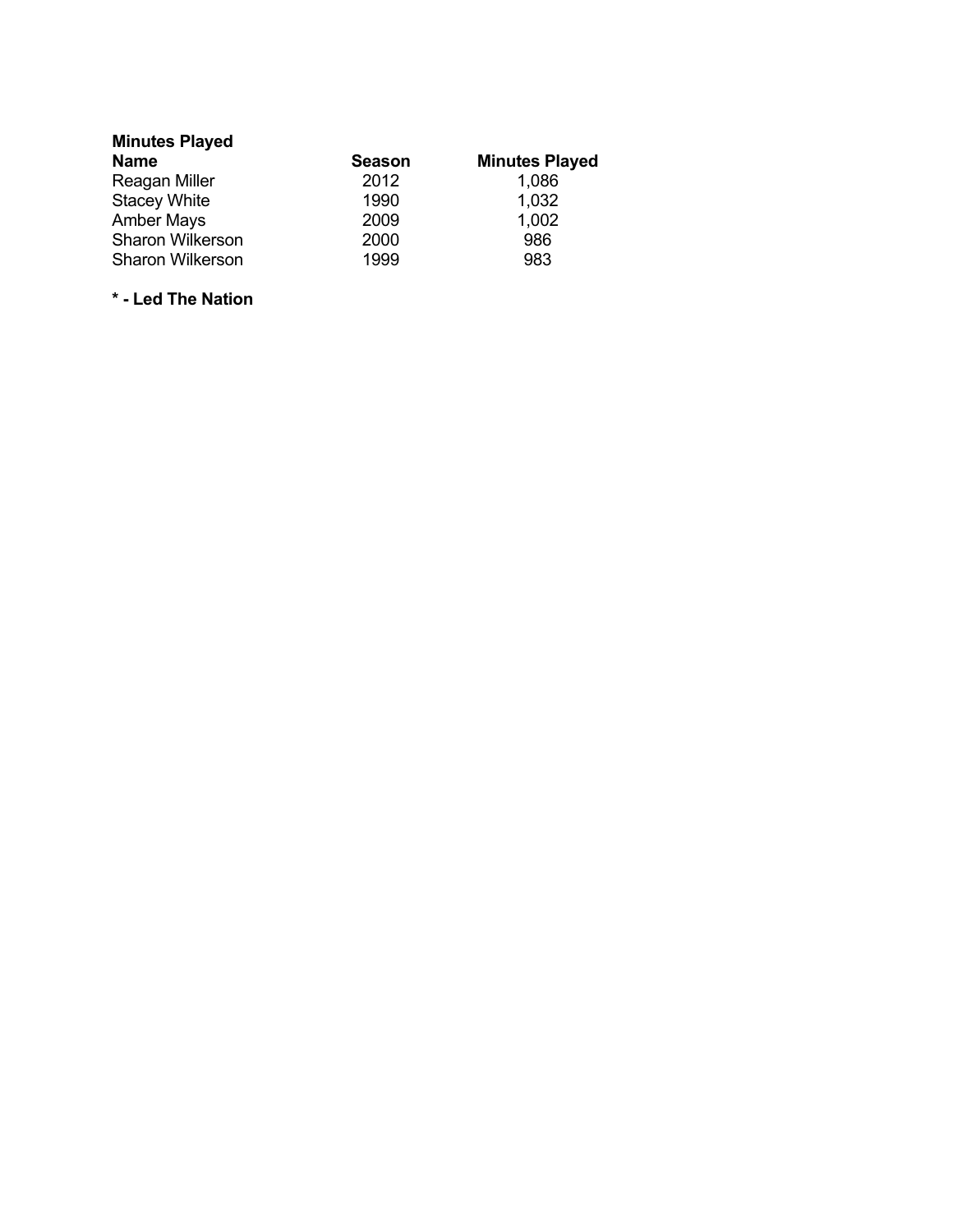**Minutes Played**

| Name | Season | Minutes Played |
|---|---|---|
| Reagan Miller | 2012 | 1,086 |
| Stacey White | 1990 | 1,032 |
| Amber Mays | 2009 | 1,002 |
| Sharon Wilkerson | 2000 | 986 |
| Sharon Wilkerson | 1999 | 983 |

**\* - Led The Nation**